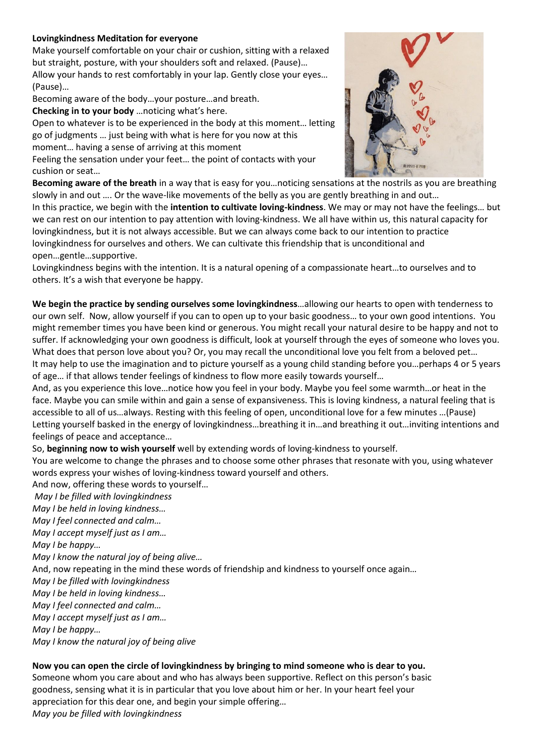**Lovingkindness Meditation for everyone**

Make yourself comfortable on your chair or cushion, sitting with a relaxed but straight, posture, with your shoulders soft and relaxed. (Pause)…

Allow your hands to rest comfortably in your lap. Gently close your eyes… (Pause)…

Becoming aware of the body…your posture…and breath.

**Checking in to your body** …noticing what's here.

Open to whatever is to be experienced in the body at this moment… letting go of judgments … just being with what is here for you now at this moment… having a sense of arriving at this moment

Feeling the sensation under your feet… the point of contacts with your cushion or seat…

**Becoming aware of the breath** in a way that is easy for you…noticing sensations at the nostrils as you are breathing slowly in and out …. Or the wave-like movements of the belly as you are gently breathing in and out…

In this practice, we begin with the **intention to cultivate loving-kindness**. We may or may not have the feelings… but we can rest on our intention to pay attention with loving-kindness. We all have within us, this natural capacity for lovingkindness, but it is not always accessible. But we can always come back to our intention to practice lovingkindness for ourselves and others. We can cultivate this friendship that is unconditional and open…gentle…supportive.

Lovingkindness begins with the intention. It is a natural opening of a compassionate heart…to ourselves and to others. It's a wish that everyone be happy.

**We begin the practice by sending ourselves some lovingkindness**…allowing our hearts to open with tenderness to our own self. Now, allow yourself if you can to open up to your basic goodness… to your own good intentions. You might remember times you have been kind or generous. You might recall your natural desire to be happy and not to suffer. If acknowledging your own goodness is difficult, look at yourself through the eyes of someone who loves you. What does that person love about you? Or, you may recall the unconditional love you felt from a beloved pet…

It may help to use the imagination and to picture yourself as a young child standing before you…perhaps 4 or 5 years of age… if that allows tender feelings of kindness to flow more easily towards yourself…

And, as you experience this love…notice how you feel in your body. Maybe you feel some warmth…or heat in the face. Maybe you can smile within and gain a sense of expansiveness. This is loving kindness, a natural feeling that is accessible to all of us…always. Resting with this feeling of open, unconditional love for a few minutes …(Pause)

Letting yourself basked in the energy of lovingkindness…breathing it in…and breathing it out…inviting intentions and feelings of peace and acceptance…

So, **beginning now to wish yourself** well by extending words of loving-kindness to yourself.

You are welcome to change the phrases and to choose some other phrases that resonate with you, using whatever words express your wishes of loving-kindness toward yourself and others.

And now, offering these words to yourself…

*May I be filled with lovingkindness*
*May I be held in loving kindness…*
*May I feel connected and calm…*
*May I accept myself just as I am…*
*May I be happy…*
*May I know the natural joy of being alive…*

And, now repeating in the mind these words of friendship and kindness to yourself once again…

*May I be filled with lovingkindness*
*May I be held in loving kindness…*
*May I feel connected and calm…*
*May I accept myself just as I am…*
*May I be happy…*
*May I know the natural joy of being alive*

**Now you can open the circle of lovingkindness by bringing to mind someone who is dear to you.**

Someone whom you care about and who has always been supportive. Reflect on this person's basic goodness, sensing what it is in particular that you love about him or her. In your heart feel your appreciation for this dear one, and begin your simple offering…

*May you be filled with lovingkindness*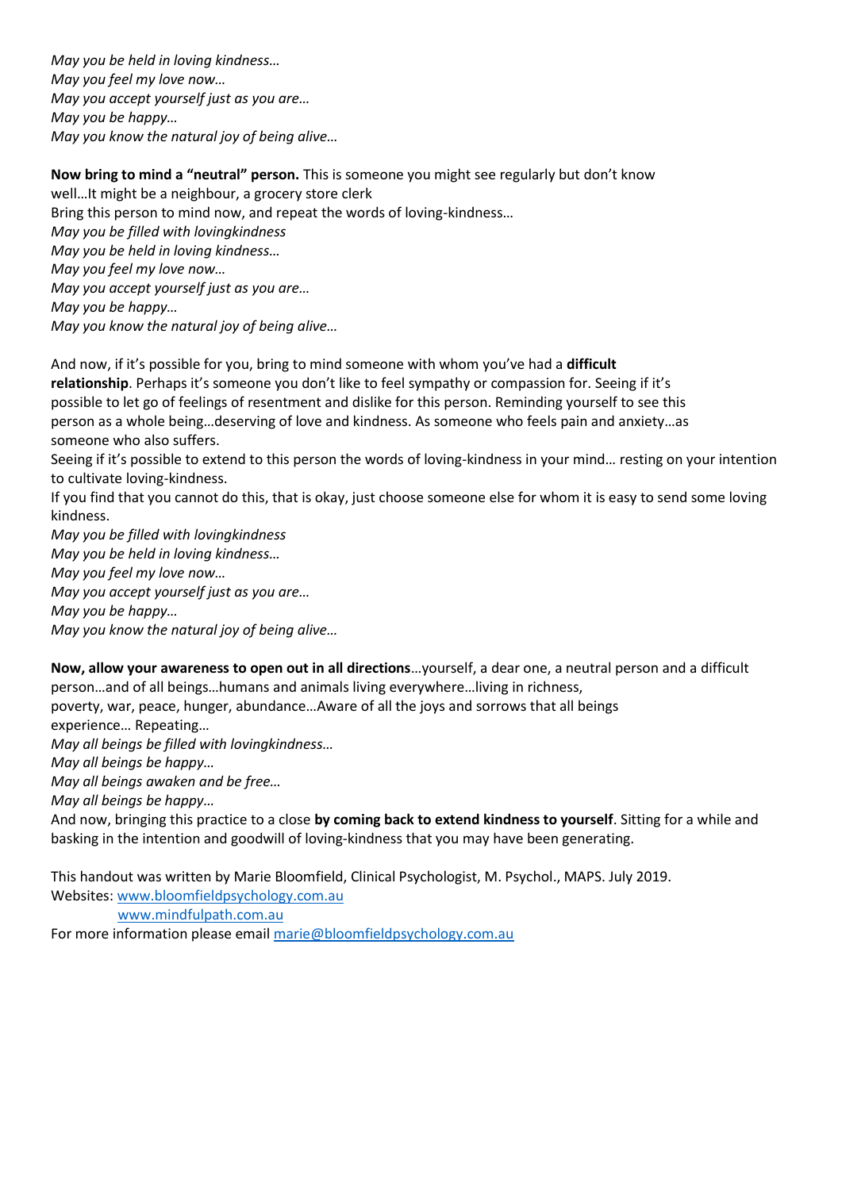*May you be held in loving kindness…*
*May you feel my love now…*
*May you accept yourself just as you are…*
*May you be happy…*
*May you know the natural joy of being alive…*

**Now bring to mind a "neutral" person.** This is someone you might see regularly but don't know well…It might be a neighbour, a grocery store clerk
Bring this person to mind now, and repeat the words of loving-kindness…
*May you be filled with lovingkindness*
*May you be held in loving kindness…*
*May you feel my love now…*
*May you accept yourself just as you are…*
*May you be happy…*
*May you know the natural joy of being alive…*

And now, if it's possible for you, bring to mind someone with whom you've had a **difficult relationship**. Perhaps it's someone you don't like to feel sympathy or compassion for. Seeing if it's possible to let go of feelings of resentment and dislike for this person. Reminding yourself to see this person as a whole being…deserving of love and kindness. As someone who feels pain and anxiety…as someone who also suffers.
Seeing if it's possible to extend to this person the words of loving-kindness in your mind… resting on your intention to cultivate loving-kindness.
If you find that you cannot do this, that is okay, just choose someone else for whom it is easy to send some loving kindness.
*May you be filled with lovingkindness*
*May you be held in loving kindness…*
*May you feel my love now…*
*May you accept yourself just as you are…*
*May you be happy…*
*May you know the natural joy of being alive…*

**Now, allow your awareness to open out in all directions**…yourself, a dear one, a neutral person and a difficult person…and of all beings…humans and animals living everywhere…living in richness, poverty, war, peace, hunger, abundance…Aware of all the joys and sorrows that all beings experience… Repeating…
*May all beings be filled with lovingkindness…*
*May all beings be happy…*
*May all beings awaken and be free…*
*May all beings be happy…*
And now, bringing this practice to a close **by coming back to extend kindness to yourself**. Sitting for a while and basking in the intention and goodwill of loving-kindness that you may have been generating.

This handout was written by Marie Bloomfield, Clinical Psychologist, M. Psychol., MAPS. July 2019.
Websites: www.bloomfieldpsychology.com.au
www.mindfulpath.com.au
For more information please email marie@bloomfieldpsychology.com.au